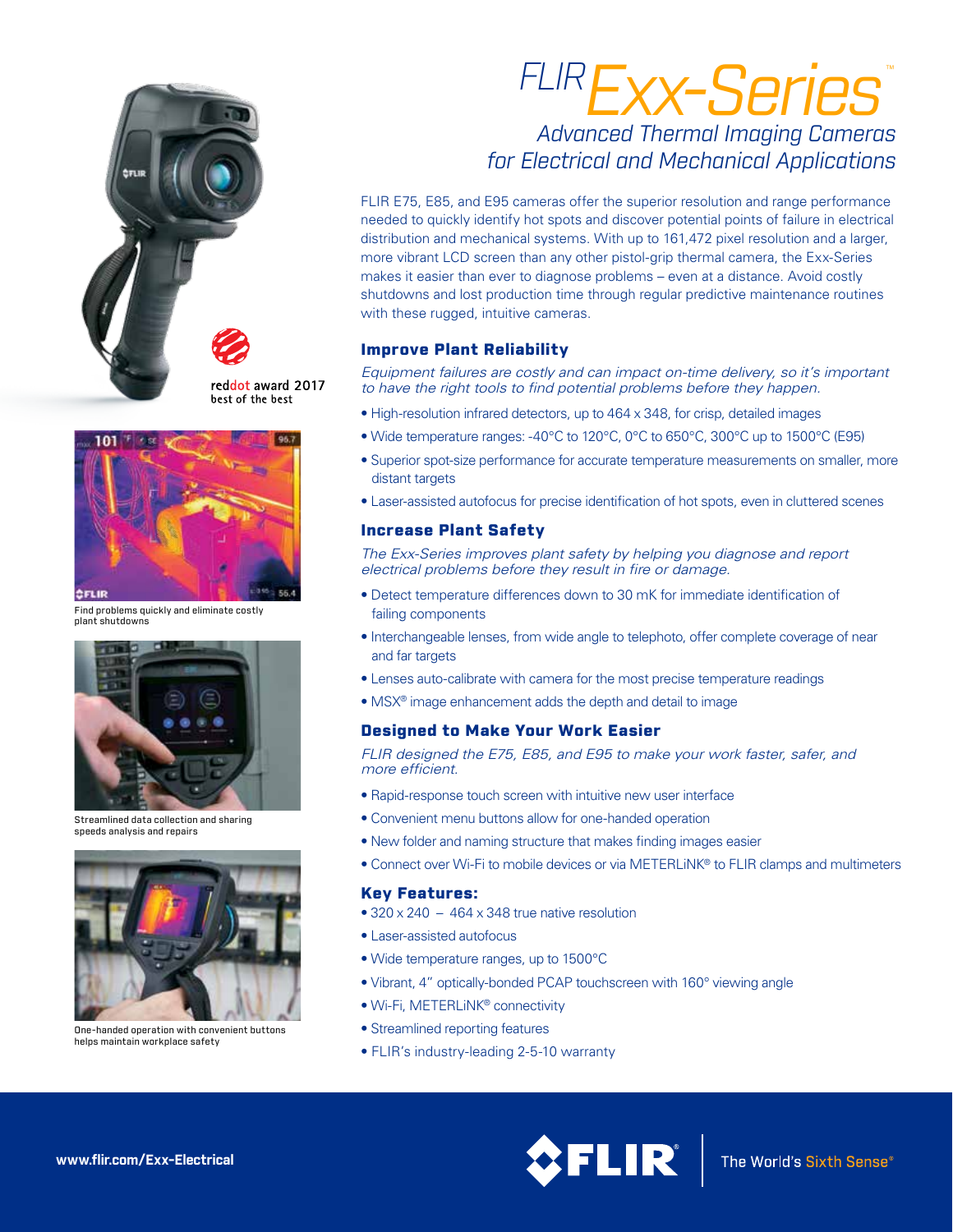# FLIR Exx-Series™

## Advanced Thermal Imaging Cameras for Electrical and Mechanical Applications

FLIR E75, E85, and E95 cameras offer the superior resolution and range performance needed to quickly identify hot spots and discover potential points of failure in electrical distribution and mechanical systems. With up to 161,472 pixel resolution and a larger, more vibrant LCD screen than any other pistol-grip thermal camera, the Exx-Series makes it easier than ever to diagnose problems – even at a distance. Avoid costly shutdowns and lost production time through regular predictive maintenance routines with these rugged, intuitive cameras.

reddot award 2017 best of the best

Find problems quickly and eliminate costly plant shutdowns

Streamlined data collection and sharing speeds analysis and repairs

One-handed operation with convenient buttons helps maintain workplace safety

### Improve Plant Reliability

*Equipment failures are costly and can impact on-time delivery, so it's important to have the right tools to find potential problems before they happen.*

- High-resolution infrared detectors, up to 464 x 348, for crisp, detailed images
- Wide temperature ranges: -40°C to 120°C, 0°C to 650°C, 300°C up to 1500°C (E95)
- Superior spot-size performance for accurate temperature measurements on smaller, more distant targets
- Laser-assisted autofocus for precise identification of hot spots, even in cluttered scenes

### Increase Plant Safety

*The Exx-Series improves plant safety by helping you diagnose and report electrical problems before they result in fire or damage.*

- Detect temperature differences down to 30 mK for immediate identification of failing components
- Interchangeable lenses, from wide angle to telephoto, offer complete coverage of near and far targets
- Lenses auto-calibrate with camera for the most precise temperature readings
- MSX® image enhancement adds the depth and detail to image

### Designed to Make Your Work Easier

*FLIR designed the E75, E85, and E95 to make your work faster, safer, and more efficient.*

- Rapid-response touch screen with intuitive new user interface
- Convenient menu buttons allow for one-handed operation
- New folder and naming structure that makes finding images easier
- Connect over Wi-Fi to mobile devices or via METERLiNK® to FLIR clamps and multimeters

### Key Features:

- 320 x 240 – 464 x 348 true native resolution
- Laser-assisted autofocus
- Wide temperature ranges, up to 1500°C
- Vibrant, 4" optically-bonded PCAP touchscreen with 160° viewing angle
- Wi-Fi, METERLiNK® connectivity
- Streamlined reporting features
- FLIR's industry-leading 2-5-10 warranty

www.flir.com/Exx-Electrical

FLIR® | The World's Sixth Sense®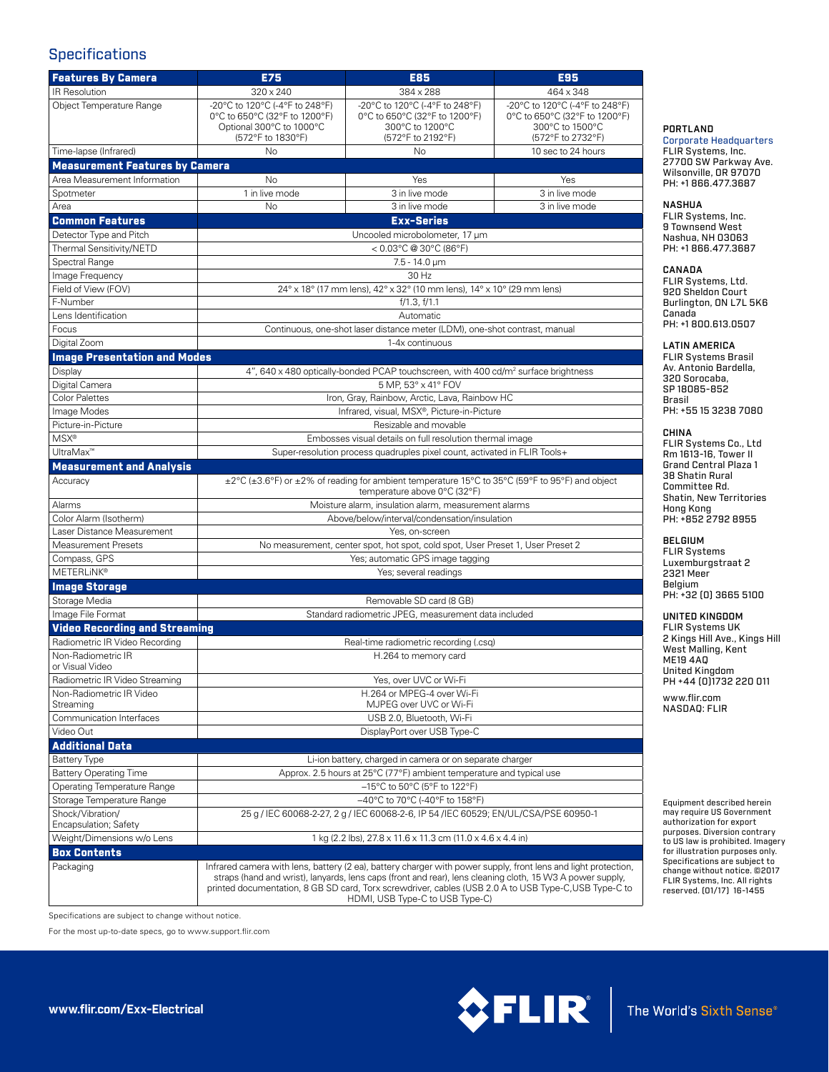## Specifications

| Features By Camera | E75 | E85 | E95 |
|---|---|---|---|
| IR Resolution | 320 x 240 | 384 x 288 | 464 x 348 |
| Object Temperature Range | -20°C to 120°C (-4°F to 248°F) 0°C to 650°C (32°F to 1200°F) Optional 300°C to 1000°C (572°F to 1830°F) | -20°C to 120°C (-4°F to 248°F) 0°C to 650°C (32°F to 1200°F) 300°C to 1200°C (572°F to 2192°F) | -20°C to 120°C (-4°F to 248°F) 0°C to 650°C (32°F to 1200°F) 300°C to 1500°C (572°F to 2732°F) |
| Time-lapse (Infrared) | No | No | 10 sec to 24 hours |
| **Measurement Features by Camera** | | | |
| Area Measurement Information | No | Yes | Yes |
| Spotmeter | 1 in live mode | 3 in live mode | 3 in live mode |
| Area | No | 3 in live mode | 3 in live mode |

| Common Features | Exx-Series |
|---|---|
| Detector Type and Pitch | Uncooled microbolometer, 17 µm |
| Thermal Sensitivity/NETD | < 0.03°C @ 30°C (86°F) |
| Spectral Range | 7.5 - 14.0 µm |
| Image Frequency | 30 Hz |
| Field of View (FOV) | 24° x 18° (17 mm lens), 42° x 32° (10 mm lens), 14° x 10° (29 mm lens) |
| F-Number | f/1.3, f/1.1 |
| Lens Identification | Automatic |
| Focus | Continuous, one-shot laser distance meter (LDM), one-shot contrast, manual |
| Digital Zoom | 1-4x continuous |
| **Image Presentation and Modes** | |
| Display | 4", 640 x 480 optically-bonded PCAP touchscreen, with 400 cd/m² surface brightness |
| Digital Camera | 5 MP, 53° x 41° FOV |
| Color Palettes | Iron, Gray, Rainbow, Arctic, Lava, Rainbow HC |
| Image Modes | Infrared, visual, MSX®, Picture-in-Picture |
| Picture-in-Picture | Resizable and movable |
| MSX® | Embosses visual details on full resolution thermal image |
| UltraMax™ | Super-resolution process quadruples pixel count, activated in FLIR Tools+ |
| **Measurement and Analysis** | |
| Accuracy | ±2°C (±3.6°F) or ±2% of reading for ambient temperature 15°C to 35°C (59°F to 95°F) and object temperature above 0°C (32°F) |
| Alarms | Moisture alarm, insulation alarm, measurement alarms |
| Color Alarm (Isotherm) | Above/below/interval/condensation/insulation |
| Laser Distance Measurement | Yes, on-screen |
| Measurement Presets | No measurement, center spot, hot spot, cold spot, User Preset 1, User Preset 2 |
| Compass, GPS | Yes; automatic GPS image tagging |
| METERLiNK® | Yes; several readings |
| **Image Storage** | |
| Storage Media | Removable SD card (8 GB) |
| Image File Format | Standard radiometric JPEG, measurement data included |
| **Video Recording and Streaming** | |
| Radiometric IR Video Recording | Real-time radiometric recording (.csq) |
| Non-Radiometric IR or Visual Video | H.264 to memory card |
| Radiometric IR Video Streaming | Yes, over UVC or Wi-Fi |
| Non-Radiometric IR Video Streaming | H.264 or MPEG-4 over Wi-Fi MJPEG over UVC or Wi-Fi |
| Communication Interfaces | USB 2.0, Bluetooth, Wi-Fi |
| Video Out | DisplayPort over USB Type-C |
| **Additional Data** | |
| Battery Type | Li-ion battery, charged in camera or on separate charger |
| Battery Operating Time | Approx. 2.5 hours at 25°C (77°F) ambient temperature and typical use |
| Operating Temperature Range | –15°C to 50°C (5°F to 122°F) |
| Storage Temperature Range | –40°C to 70°C (-40°F to 158°F) |
| Shock/Vibration/ Encapsulation; Safety | 25 g / IEC 60068-2-27, 2 g / IEC 60068-2-6, IP 54 /IEC 60529; EN/UL/CSA/PSE 60950-1 |
| Weight/Dimensions w/o Lens | 1 kg (2.2 lbs), 27.8 x 11.6 x 11.3 cm (11.0 x 4.6 x 4.4 in) |
| **Box Contents** | |
| Packaging | Infrared camera with lens, battery (2 ea), battery charger with power supply, front lens and light protection, straps (hand and wrist), lanyards, lens caps (front and rear), lens cleaning cloth, 15 W3 A power supply, printed documentation, 8 GB SD card, Torx screwdriver, cables (USB 2.0 A to USB Type-C,USB Type-C to HDMI, USB Type-C to USB Type-C) |

Specifications are subject to change without notice.

For the most up-to-date specs, go to www.support.flir.com

**PORTLAND**
Corporate Headquarters
FLIR Systems, Inc.
27700 SW Parkway Ave.
Wilsonville, OR 97070
PH: +1 866.477.3687

**NASHUA**
FLIR Systems, Inc.
9 Townsend West
Nashua, NH 03063
PH: +1 866.477.3687

**CANADA**
FLIR Systems, Ltd.
920 Sheldon Court
Burlington, ON L7L 5K6
Canada
PH: +1 800.613.0507

**LATIN AMERICA**
FLIR Systems Brasil
Av. Antonio Bardella,
320 Sorocaba,
SP 18085-852
Brasil
PH: +55 15 3238 7080

**CHINA**
FLIR Systems Co., Ltd
Rm 1613-16, Tower II
Grand Central Plaza 1
38 Shatin Rural
Committee Rd.
Shatin, New Territories
Hong Kong
PH: +852 2792 8955

**BELGIUM**
FLIR Systems
Luxemburgstraat 2
2321 Meer
Belgium
PH: +32 (0) 3665 5100

**UNITED KINGDOM**
FLIR Systems UK
2 Kings Hill Ave., Kings Hill
West Malling, Kent
ME19 4AQ
United Kingdom
PH +44 (0)1732 220 011

www.flir.com
NASDAQ: FLIR

Equipment described herein may require US Government authorization for export purposes. Diversion contrary to US law is prohibited. Imagery for illustration purposes only. Specifications are subject to change without notice. ©2017 FLIR Systems, Inc. All rights reserved. (01/17) 16-1455

**www.flir.com/Exx-Electrical**

FLIR® The World's Sixth Sense®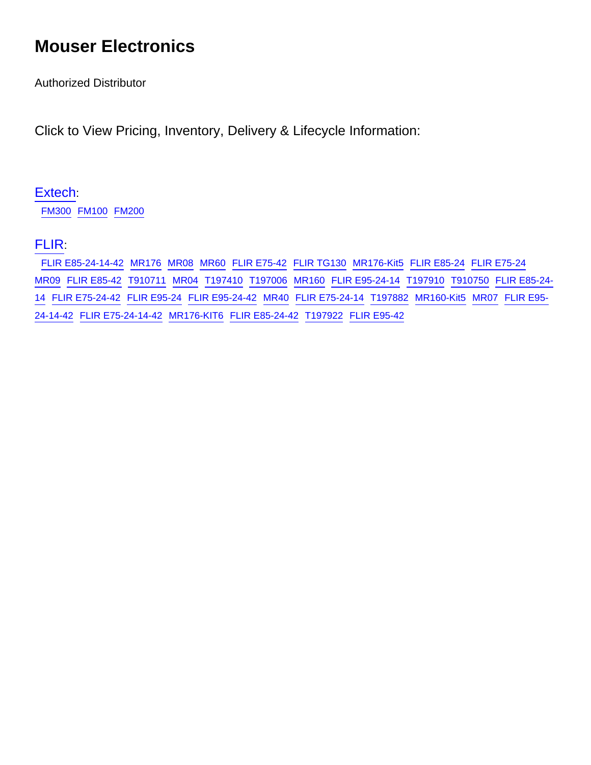# Mouser Electronics

Authorized Distributor

Click to View Pricing, Inventory, Delivery & Lifecycle Information:

Extech:

FM300 FM100 FM200

FLIR:

FLIR E85-24-14-42 MR176 MR08 MR60 FLIR E75-42 FLIR TG130 MR176-Kit5 FLIR E85-24 FLIR E75-24 MR09 FLIR E85-42 T910711 MR04 T197410 T197006 MR160 FLIR E95-24-14 T197910 T910750 FLIR E85-24-14 FLIR E75-24-42 FLIR E95-24 FLIR E95-24-42 MR40 FLIR E75-24-14 T197882 MR160-Kit5 MR07 FLIR E95-24-14-42 FLIR E75-24-14-42 MR176-KIT6 FLIR E85-24-42 T197922 FLIR E95-42